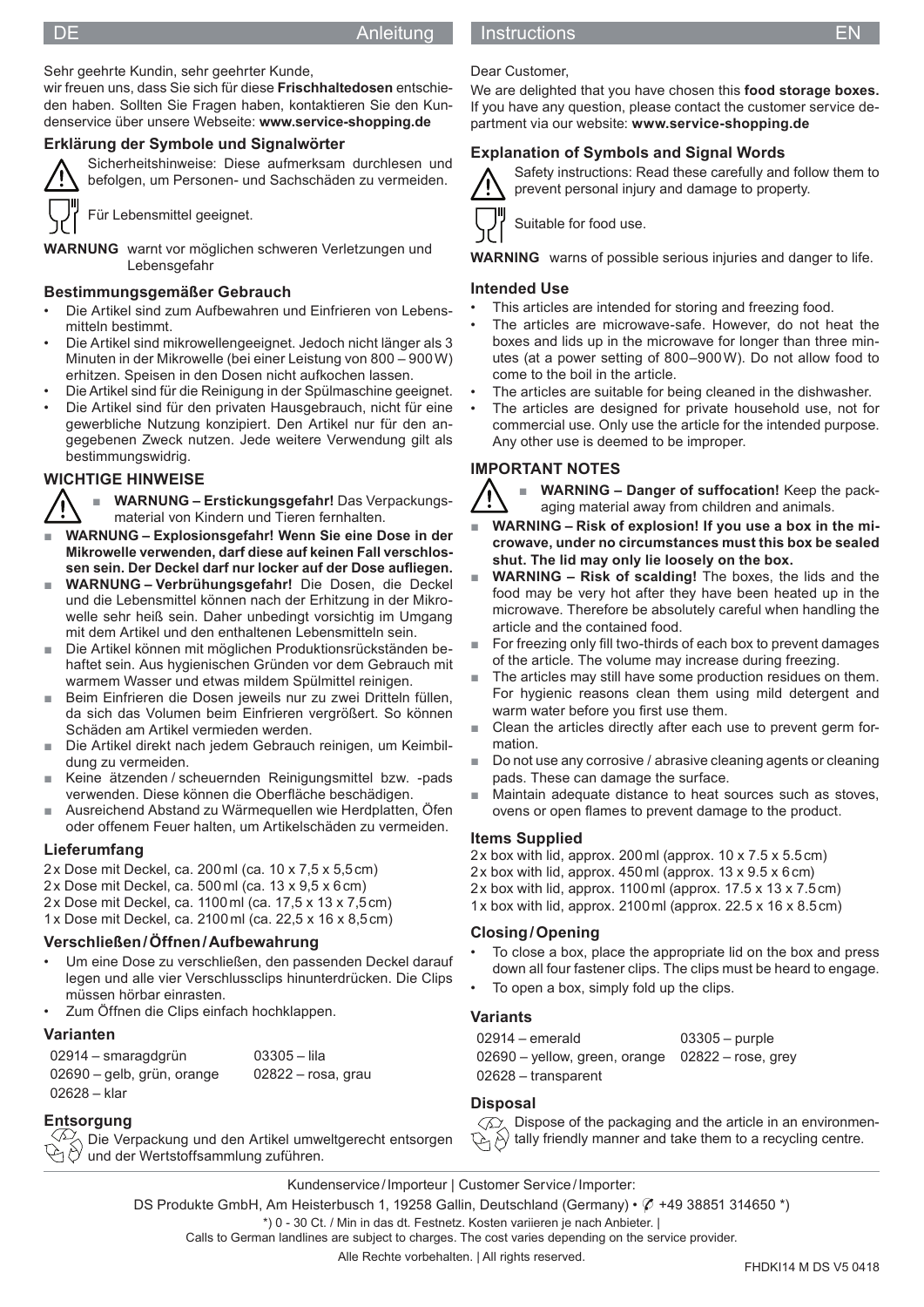## DE Anleitung

Sehr geehrte Kundin, sehr geehrter Kunde,
wir freuen uns, dass Sie sich für diese **Frischhaltedosen** entschieden haben. Sollten Sie Fragen haben, kontaktieren Sie den Kundenservice über unsere Webseite: **www.service-shopping.de**

### Erklärung der Symbole und Signalwörter

Sicherheitshinweise: Diese aufmerksam durchlesen und befolgen, um Personen- und Sachschäden zu vermeiden.

Für Lebensmittel geeignet.

**WARNUNG** warnt vor möglichen schweren Verletzungen und Lebensgefahr

### Bestimmungsgemäßer Gebrauch

- Die Artikel sind zum Aufbewahren und Einfrieren von Lebensmitteln bestimmt.
- Die Artikel sind mikrowellengeeignet. Jedoch nicht länger als 3 Minuten in der Mikrowelle (bei einer Leistung von 800 – 900 W) erhitzen. Speisen in den Dosen nicht aufkochen lassen.
- Die Artikel sind für die Reinigung in der Spülmaschine geeignet.
- Die Artikel sind für den privaten Hausgebrauch, nicht für eine gewerbliche Nutzung konzipiert. Den Artikel nur für den angegebenen Zweck nutzen. Jede weitere Verwendung gilt als bestimmungswidrig.

### WICHTIGE HINWEISE

- **WARNUNG – Erstickungsgefahr!** Das Verpackungsmaterial von Kindern und Tieren fernhalten.
- **WARNUNG – Explosionsgefahr! Wenn Sie eine Dose in der Mikrowelle verwenden, darf diese auf keinen Fall verschlossen sein. Der Deckel darf nur locker auf der Dose aufliegen.**
- **WARNUNG – Verbrühungsgefahr!** Die Dosen, die Deckel und die Lebensmittel können nach der Erhitzung in der Mikrowelle sehr heiß sein. Daher unbedingt vorsichtig im Umgang mit dem Artikel und den enthaltenen Lebensmitteln sein.
- Die Artikel können mit möglichen Produktionsrückständen behaftet sein. Aus hygienischen Gründen vor dem Gebrauch mit warmem Wasser und etwas mildem Spülmittel reinigen.
- Beim Einfrieren die Dosen jeweils nur zu zwei Dritteln füllen, da sich das Volumen beim Einfrieren vergrößert. So können Schäden am Artikel vermieden werden.
- Die Artikel direkt nach jedem Gebrauch reinigen, um Keimbildung zu vermeiden.
- Keine ätzenden / scheuernden Reinigungsmittel bzw. -pads verwenden. Diese können die Oberfläche beschädigen.
- Ausreichend Abstand zu Wärmequellen wie Herdplatten, Öfen oder offenem Feuer halten, um Artikelschäden zu vermeiden.

### Lieferumfang

2x Dose mit Deckel, ca. 200 ml (ca. 10 x 7,5 x 5,5 cm)
2x Dose mit Deckel, ca. 500 ml (ca. 13 x 9,5 x 6 cm)
2x Dose mit Deckel, ca. 1100 ml (ca. 17,5 x 13 x 7,5 cm)
1x Dose mit Deckel, ca. 2100 ml (ca. 22,5 x 16 x 8,5 cm)

### Verschließen / Öffnen / Aufbewahrung

- Um eine Dose zu verschließen, den passenden Deckel darauf legen und alle vier Verschlussclips hinunterdrücken. Die Clips müssen hörbar einrasten.
- Zum Öffnen die Clips einfach hochklappen.

### Varianten

| | |
|---|---|
| 02914 – smaragdgrün | 03305 – lila |
| 02690 – gelb, grün, orange | 02822 – rosa, grau |
| 02628 – klar | |

### Entsorgung

Die Verpackung und den Artikel umweltgerecht entsorgen und der Wertstoffsammlung zuführen.

## Instructions EN

Dear Customer,
We are delighted that you have chosen this **food storage boxes.** If you have any question, please contact the customer service department via our website: **www.service-shopping.de**

### Explanation of Symbols and Signal Words

Safety instructions: Read these carefully and follow them to prevent personal injury and damage to property.

Suitable for food use.

**WARNING** warns of possible serious injuries and danger to life.

### Intended Use

- This articles are intended for storing and freezing food.
- The articles are microwave-safe. However, do not heat the boxes and lids up in the microwave for longer than three minutes (at a power setting of 800–900 W). Do not allow food to come to the boil in the article.
- The articles are suitable for being cleaned in the dishwasher.
- The articles are designed for private household use, not for commercial use. Only use the article for the intended purpose. Any other use is deemed to be improper.

### IMPORTANT NOTES

- **WARNING – Danger of suffocation!** Keep the packaging material away from children and animals.
- **WARNING – Risk of explosion! If you use a box in the microwave, under no circumstances must this box be sealed shut. The lid may only lie loosely on the box.**
- **WARNING – Risk of scalding!** The boxes, the lids and the food may be very hot after they have been heated up in the microwave. Therefore be absolutely careful when handling the article and the contained food.
- For freezing only fill two-thirds of each box to prevent damages of the article. The volume may increase during freezing.
- The articles may still have some production residues on them. For hygienic reasons clean them using mild detergent and warm water before you first use them.
- Clean the articles directly after each use to prevent germ formation.
- Do not use any corrosive / abrasive cleaning agents or cleaning pads. These can damage the surface.
- Maintain adequate distance to heat sources such as stoves, ovens or open flames to prevent damage to the product.

### Items Supplied

2x box with lid, approx. 200 ml (approx. 10 x 7.5 x 5.5 cm)
2x box with lid, approx. 450 ml (approx. 13 x 9.5 x 6 cm)
2x box with lid, approx. 1100 ml (approx. 17.5 x 13 x 7.5 cm)
1x box with lid, approx. 2100 ml (approx. 22.5 x 16 x 8.5 cm)

### Closing / Opening

- To close a box, place the appropriate lid on the box and press down all four fastener clips. The clips must be heard to engage.
- To open a box, simply fold up the clips.

### Variants

| | |
|---|---|
| 02914 – emerald | 03305 – purple |
| 02690 – yellow, green, orange | 02822 – rose, grey |
| 02628 – transparent | |

### Disposal

Dispose of the packaging and the article in an environmentally friendly manner and take them to a recycling centre.

---

Kundenservice / Importeur | Customer Service / Importer:
DS Produkte GmbH, Am Heisterbusch 1, 19258 Gallin, Deutschland (Germany) • ✆ +49 38851 314650 *)
*) 0 - 30 Ct. / Min in das dt. Festnetz. Kosten variieren je nach Anbieter. |
Calls to German landlines are subject to charges. The cost varies depending on the service provider.
Alle Rechte vorbehalten. | All rights reserved.

FHDKI14 M DS V5 0418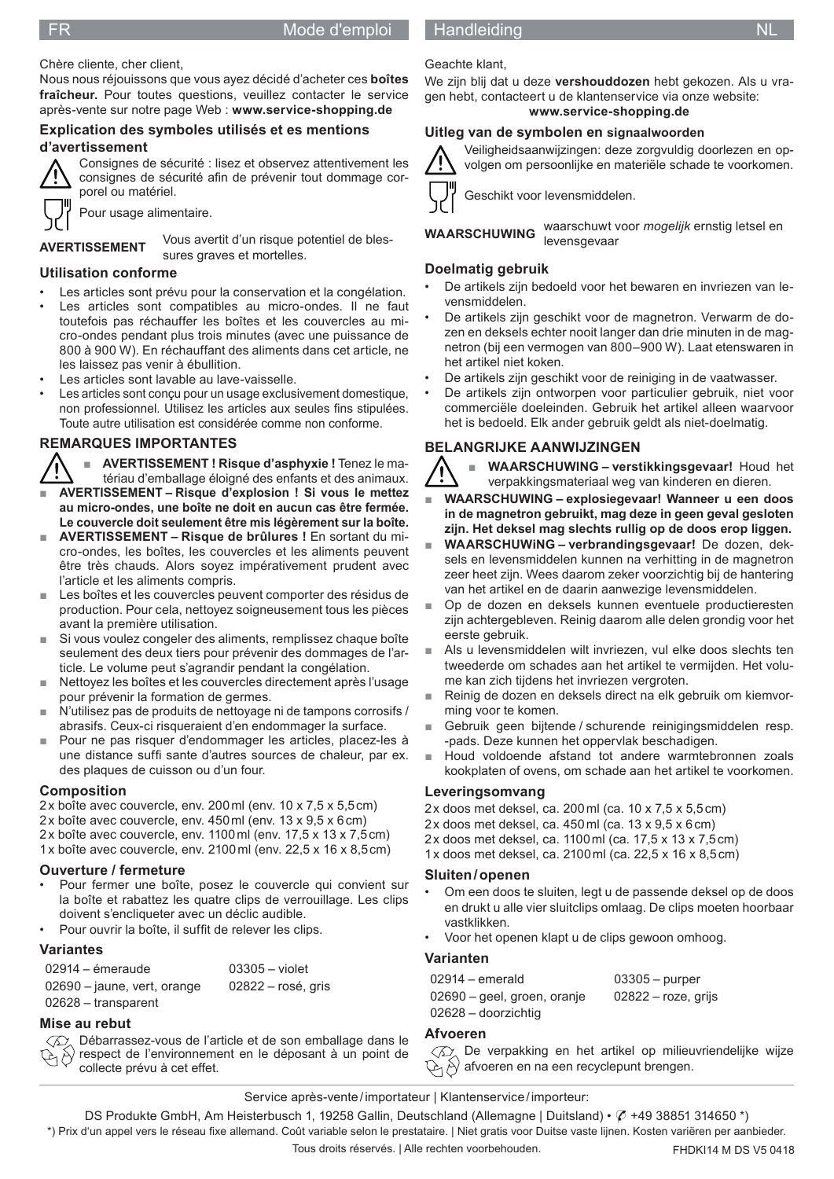# FR Mode d'emploi

Chère cliente, cher client,

Nous nous réjouissons que vous ayez décidé d'acheter ces **boîtes fraîcheur.** Pour toutes questions, veuillez contacter le service après-vente sur notre page Web : **www.service-shopping.de**

## Explication des symboles utilisés et es mentions d'avertissement

Consignes de sécurité : lisez et observez attentivement les consignes de sécurité afin de prévenir tout dommage corporel ou matériel.

Pour usage alimentaire.

**AVERTISSEMENT** Vous avertit d'un risque potentiel de blessures graves et mortelles.

## Utilisation conforme

- Les articles sont prévu pour la conservation et la congélation.
- Les articles sont compatibles au micro-ondes. Il ne faut toutefois pas réchauffer les boîtes et les couvercles au micro-ondes pendant plus trois minutes (avec une puissance de 800 à 900 W). En réchauffant des aliments dans cet article, ne les laissez pas venir à ébullition.
- Les articles sont lavable au lave-vaisselle.
- Les articles sont conçu pour un usage exclusivement domestique, non professionnel. Utilisez les articles aux seules fins stipulées. Toute autre utilisation est considérée comme non conforme.

## REMARQUES IMPORTANTES

- **AVERTISSEMENT ! Risque d'asphyxie !** Tenez le matériau d'emballage éloigné des enfants et des animaux.
- **AVERTISSEMENT – Risque d'explosion ! Si vous le mettez au micro-ondes, une boîte ne doit en aucun cas être fermée. Le couvercle doit seulement être mis légèrement sur la boîte.**
- **AVERTISSEMENT – Risque de brûlures !** En sortant du micro-ondes, les boîtes, les couvercles et les aliments peuvent être très chauds. Alors soyez impérativement prudent avec l'article et les aliments compris.
- Les boîtes et les couvercles peuvent comporter des résidus de production. Pour cela, nettoyez soigneusement tous les pièces avant la première utilisation.
- Si vous voulez congeler des aliments, remplissez chaque boîte seulement des deux tiers pour prévenir des dommages de l'article. Le volume peut s'agrandir pendant la congélation.
- Nettoyez les boîtes et les couvercles directement après l'usage pour prévenir la formation de germes.
- N'utilisez pas de produits de nettoyage ni de tampons corrosifs / abrasifs. Ceux-ci risqueraient d'en endommager la surface.
- Pour ne pas risquer d'endommager les articles, placez-les à une distance suffi sante d'autres sources de chaleur, par ex. des plaques de cuisson ou d'un four.

## Composition

2x boîte avec couvercle, env. 200 ml (env. 10 x 7,5 x 5,5 cm)
2x boîte avec couvercle, env. 450 ml (env. 13 x 9,5 x 6 cm)
2x boîte avec couvercle, env. 1100 ml (env. 17,5 x 13 x 7,5 cm)
1x boîte avec couvercle, env. 2100 ml (env. 22,5 x 16 x 8,5 cm)

## Ouverture / fermeture

- Pour fermer une boîte, posez le couvercle qui convient sur la boîte et rabattez les quatre clips de verrouillage. Les clips doivent s'encliqueter avec un déclic audible.
- Pour ouvrir la boîte, il suffit de relever les clips.

## Variantes

| | |
|---|---|
| 02914 – émeraude | 03305 – violet |
| 02690 – jaune, vert, orange | 02822 – rosé, gris |
| 02628 – transparent | |

## Mise au rebut

Débarrassez-vous de l'article et de son emballage dans le respect de l'environnement en le déposant à un point de collecte prévu à cet effet.

# Handleiding NL

Geachte klant,

We zijn blij dat u deze **vershouddozen** hebt gekozen. Als u vragen hebt, contacteert u de klantenservice via onze website: **www.service-shopping.de**

## Uitleg van de symbolen en signaalwoorden

Veiligheidsaanwijzingen: deze zorgvuldig doorlezen en opvolgen om persoonlijke en materiële schade te voorkomen.

Geschikt voor levensmiddelen.

**WAARSCHUWING** waarschuwt voor *mogelijk* ernstig letsel en levensgevaar

## Doelmatig gebruik

- De artikels zijn bedoeld voor het bewaren en invriezen van levensmiddelen.
- De artikels zijn geschikt voor de magnetron. Verwarm de dozen en deksels echter nooit langer dan drie minuten in de magnetron (bij een vermogen van 800–900 W). Laat etenswaren in het artikel niet koken.
- De artikels zijn geschikt voor de reiniging in de vaatwasser.
- De artikels zijn ontworpen voor particulier gebruik, niet voor commerciële doeleinden. Gebruik het artikel alleen waarvoor het is bedoeld. Elk ander gebruik geldt als niet-doelmatig.

## BELANGRIJKE AANWIJZINGEN

- **WAARSCHUWING – verstikkingsgevaar!** Houd het verpakkingsmateriaal weg van kinderen en dieren.
- **WAARSCHUWING – explosiegevaar! Wanneer u een doos in de magnetron gebruikt, mag deze in geen geval gesloten zijn. Het deksel mag slechts rullig op de doos erop liggen.**
- **WAARSCHUWiNG – verbrandingsgevaar!** De dozen, deksels en levensmiddelen kunnen na verhitting in de magnetron zeer heet zijn. Wees daarom zeker voorzichtig bij de hantering van het artikel en de daarin aanwezige levensmiddelen.
- Op de dozen en deksels kunnen eventuele productieresten zijn achtergebleven. Reinig daarom alle delen grondig voor het eerste gebruik.
- Als u levensmiddelen wilt invriezen, vul elke doos slechts ten tweederde om schades aan het artikel te vermijden. Het volume kan zich tijdens het invriezen vergroten.
- Reinig de dozen en deksels direct na elk gebruik om kiemvorming voor te komen.
- Gebruik geen bijtende / schurende reinigingsmiddelen resp. -pads. Deze kunnen het oppervlak beschadigen.
- Houd voldoende afstand tot andere warmtebronnen zoals kookplaten of ovens, om schade aan het artikel te voorkomen.

## Leveringsomvang

2x doos met deksel, ca. 200 ml (ca. 10 x 7,5 x 5,5 cm)
2x doos met deksel, ca. 450 ml (ca. 13 x 9,5 x 6 cm)
2x doos met deksel, ca. 1100 ml (ca. 17,5 x 13 x 7,5 cm)
1x doos met deksel, ca. 2100 ml (ca. 22,5 x 16 x 8,5 cm)

## Sluiten / openen

- Om een doos te sluiten, legt u de passende deksel op de doos en drukt u alle vier sluitclips omlaag. De clips moeten hoorbaar vastklikken.
- Voor het openen klapt u de clips gewoon omhoog.

## Varianten

| | |
|---|---|
| 02914 – emerald | 03305 – purper |
| 02690 – geel, groen, oranje | 02822 – roze, grijs |
| 02628 – doorzichtig | |

## Afvoeren

De verpakking en het artikel op milieuvriendelijke wijze afvoeren en na een recyclepunt brengen.

---

Service après-vente / importateur | Klantenservice / importeur:

DS Produkte GmbH, Am Heisterbusch 1, 19258 Gallin, Deutschland (Allemagne | Duitsland) • ✆ +49 38851 314650 *)

*) Prix d'un appel vers le réseau fixe allemand. Coût variable selon le prestataire. | Niet gratis voor Duitse vaste lijnen. Kosten variëren per aanbieder.

Tous droits réservés. | Alle rechten voorbehouden.

FHDKI14 M DS V5 0418